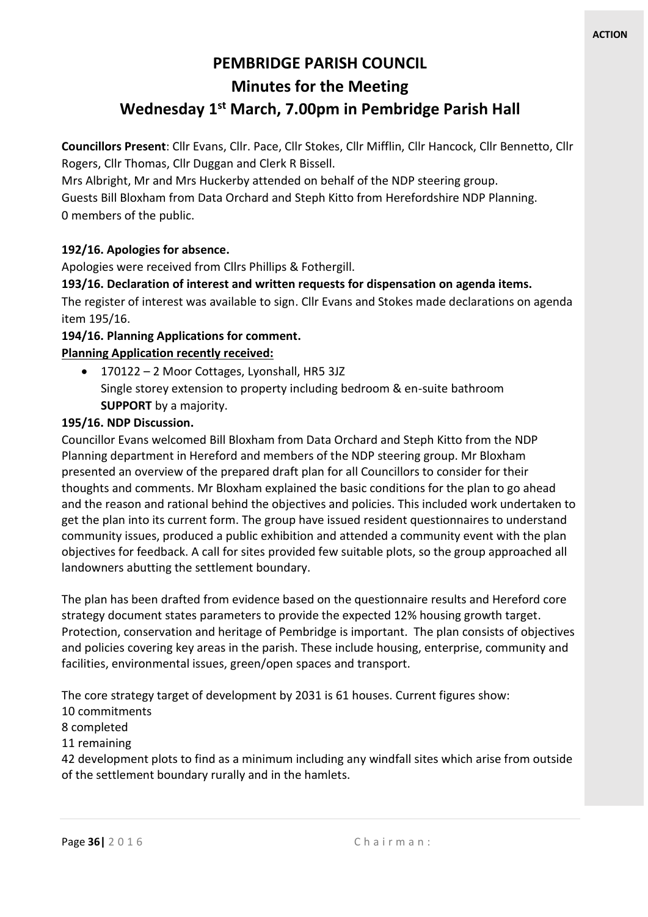# PEMBRIDGE PARISH COUNCIL

## Minutes for the Meeting

## Wednesday 1st March, 7.00pm in Pembridge Parish Hall

**Councillors Present**: Cllr Evans, Cllr. Pace, Cllr Stokes, Cllr Mifflin, Cllr Hancock, Cllr Bennetto, Cllr Rogers, Cllr Thomas, Cllr Duggan and Clerk R Bissell.
Mrs Albright, Mr and Mrs Huckerby attended on behalf of the NDP steering group.
Guests Bill Bloxham from Data Orchard and Steph Kitto from Herefordshire NDP Planning.
0 members of the public.

**192/16. Apologies for absence.**

Apologies were received from Cllrs Phillips & Fothergill.

**193/16. Declaration of interest and written requests for dispensation on agenda items.**

The register of interest was available to sign. Cllr Evans and Stokes made declarations on agenda item 195/16.

**194/16. Planning Applications for comment.**

**Planning Application recently received:**

- 170122 – 2 Moor Cottages, Lyonshall, HR5 3JZ
  Single storey extension to property including bedroom & en-suite bathroom
  **SUPPORT** by a majority.

**195/16. NDP Discussion.**

Councillor Evans welcomed Bill Bloxham from Data Orchard and Steph Kitto from the NDP Planning department in Hereford and members of the NDP steering group. Mr Bloxham presented an overview of the prepared draft plan for all Councillors to consider for their thoughts and comments. Mr Bloxham explained the basic conditions for the plan to go ahead and the reason and rational behind the objectives and policies. This included work undertaken to get the plan into its current form. The group have issued resident questionnaires to understand community issues, produced a public exhibition and attended a community event with the plan objectives for feedback. A call for sites provided few suitable plots, so the group approached all landowners abutting the settlement boundary.

The plan has been drafted from evidence based on the questionnaire results and Hereford core strategy document states parameters to provide the expected 12% housing growth target. Protection, conservation and heritage of Pembridge is important. The plan consists of objectives and policies covering key areas in the parish. These include housing, enterprise, community and facilities, environmental issues, green/open spaces and transport.

The core strategy target of development by 2031 is 61 houses. Current figures show:
10 commitments
8 completed
11 remaining
42 development plots to find as a minimum including any windfall sites which arise from outside of the settlement boundary rurally and in the hamlets.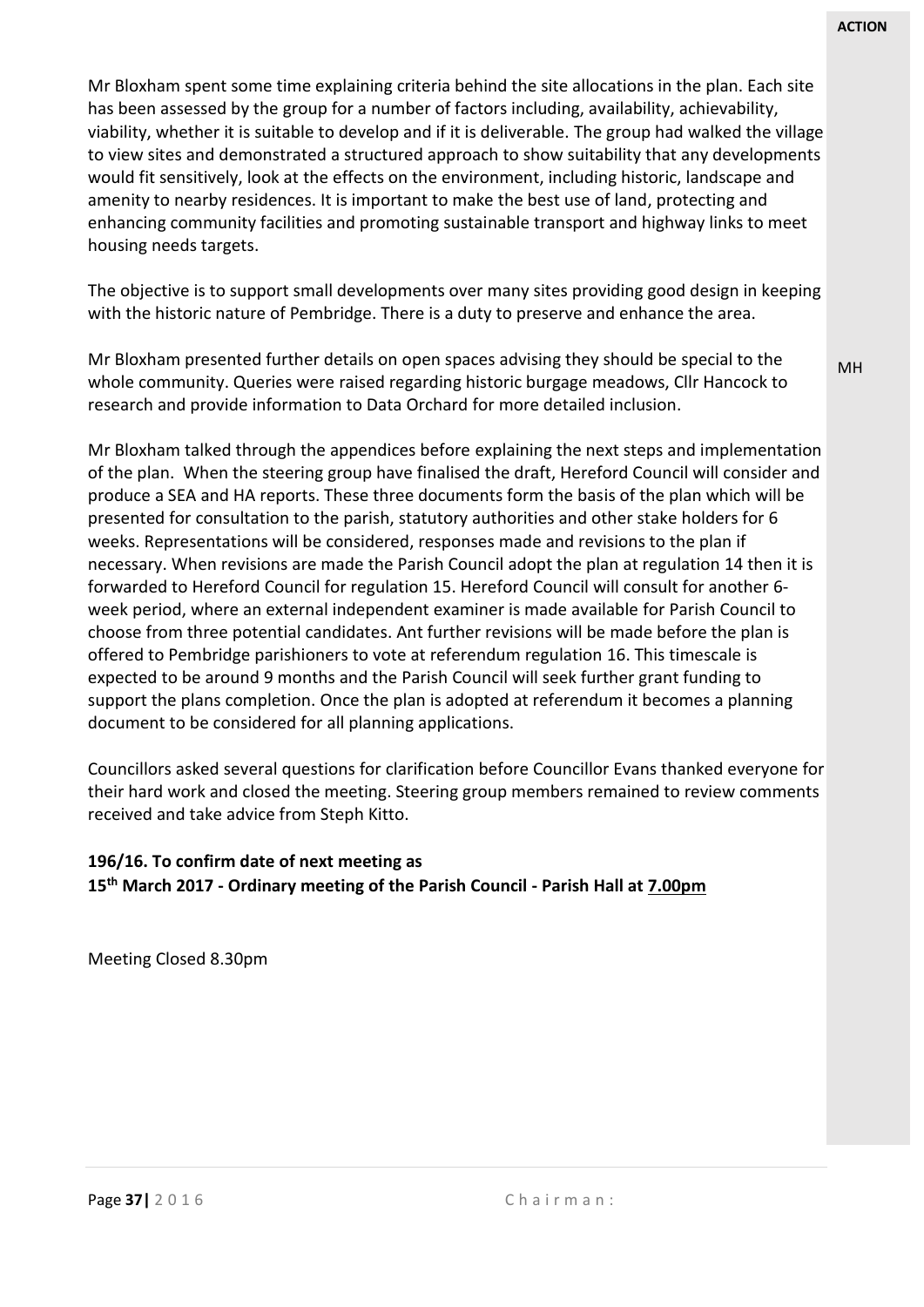**ACTION**

Mr Bloxham spent some time explaining criteria behind the site allocations in the plan. Each site has been assessed by the group for a number of factors including, availability, achievability, viability, whether it is suitable to develop and if it is deliverable. The group had walked the village to view sites and demonstrated a structured approach to show suitability that any developments would fit sensitively, look at the effects on the environment, including historic, landscape and amenity to nearby residences. It is important to make the best use of land, protecting and enhancing community facilities and promoting sustainable transport and highway links to meet housing needs targets.

The objective is to support small developments over many sites providing good design in keeping with the historic nature of Pembridge. There is a duty to preserve and enhance the area.

Mr Bloxham presented further details on open spaces advising they should be special to the whole community. Queries were raised regarding historic burgage meadows, Cllr Hancock to research and provide information to Data Orchard for more detailed inclusion. MH

Mr Bloxham talked through the appendices before explaining the next steps and implementation of the plan. When the steering group have finalised the draft, Hereford Council will consider and produce a SEA and HA reports. These three documents form the basis of the plan which will be presented for consultation to the parish, statutory authorities and other stake holders for 6 weeks. Representations will be considered, responses made and revisions to the plan if necessary. When revisions are made the Parish Council adopt the plan at regulation 14 then it is forwarded to Hereford Council for regulation 15. Hereford Council will consult for another 6-week period, where an external independent examiner is made available for Parish Council to choose from three potential candidates. Ant further revisions will be made before the plan is offered to Pembridge parishioners to vote at referendum regulation 16. This timescale is expected to be around 9 months and the Parish Council will seek further grant funding to support the plans completion. Once the plan is adopted at referendum it becomes a planning document to be considered for all planning applications.

Councillors asked several questions for clarification before Councillor Evans thanked everyone for their hard work and closed the meeting. Steering group members remained to review comments received and take advice from Steph Kitto.

**196/16. To confirm date of next meeting as**
**15th March 2017 - Ordinary meeting of the Parish Council - Parish Hall at 7.00pm**

Meeting Closed 8.30pm

Chairman: